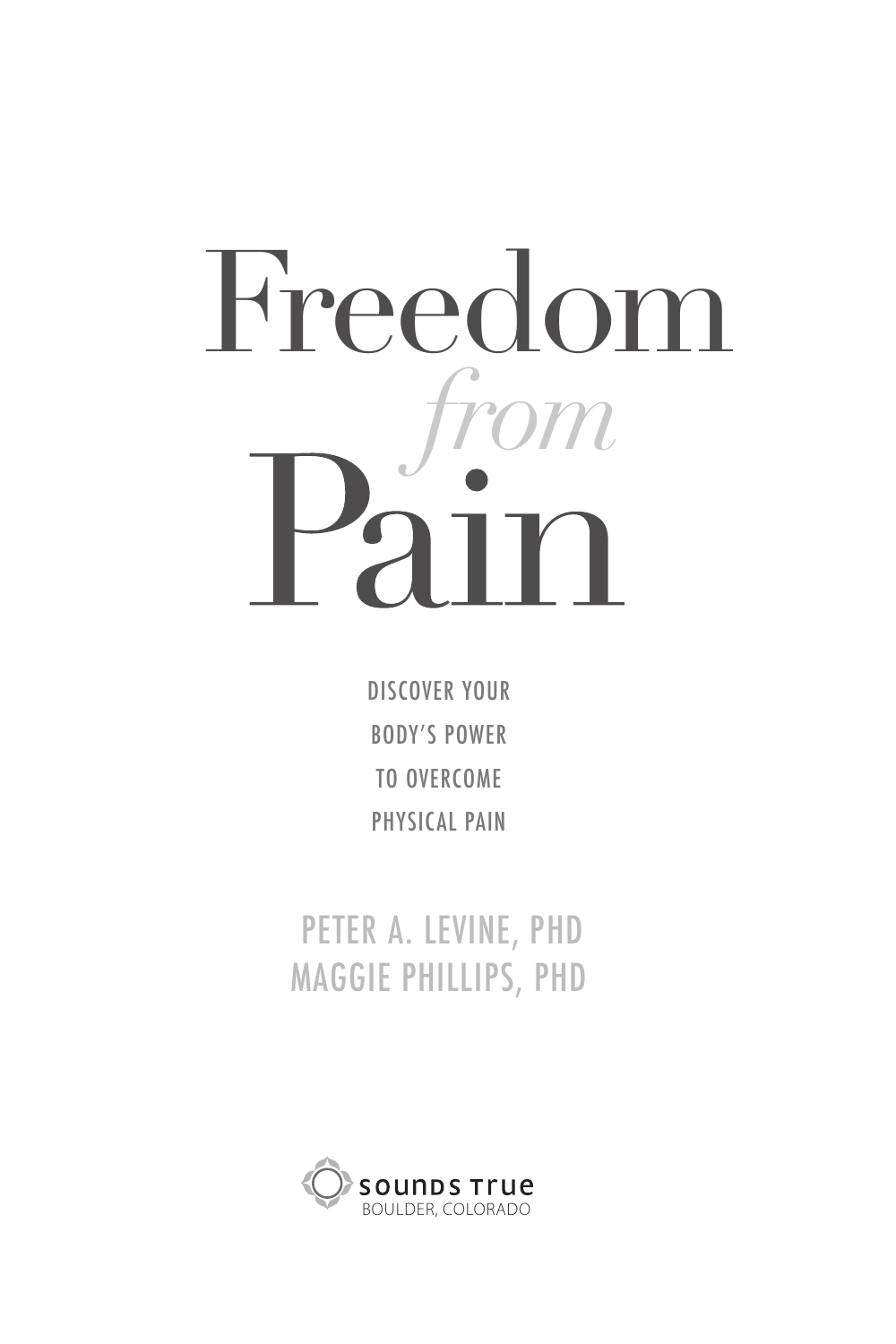# Freedom *from* Pain

DISCOVER YOUR
BODY'S POWER
TO OVERCOME
PHYSICAL PAIN

PETER A. LEVINE, PHD
MAGGIE PHILLIPS, PHD

SOUNDS TRUE
BOULDER, COLORADO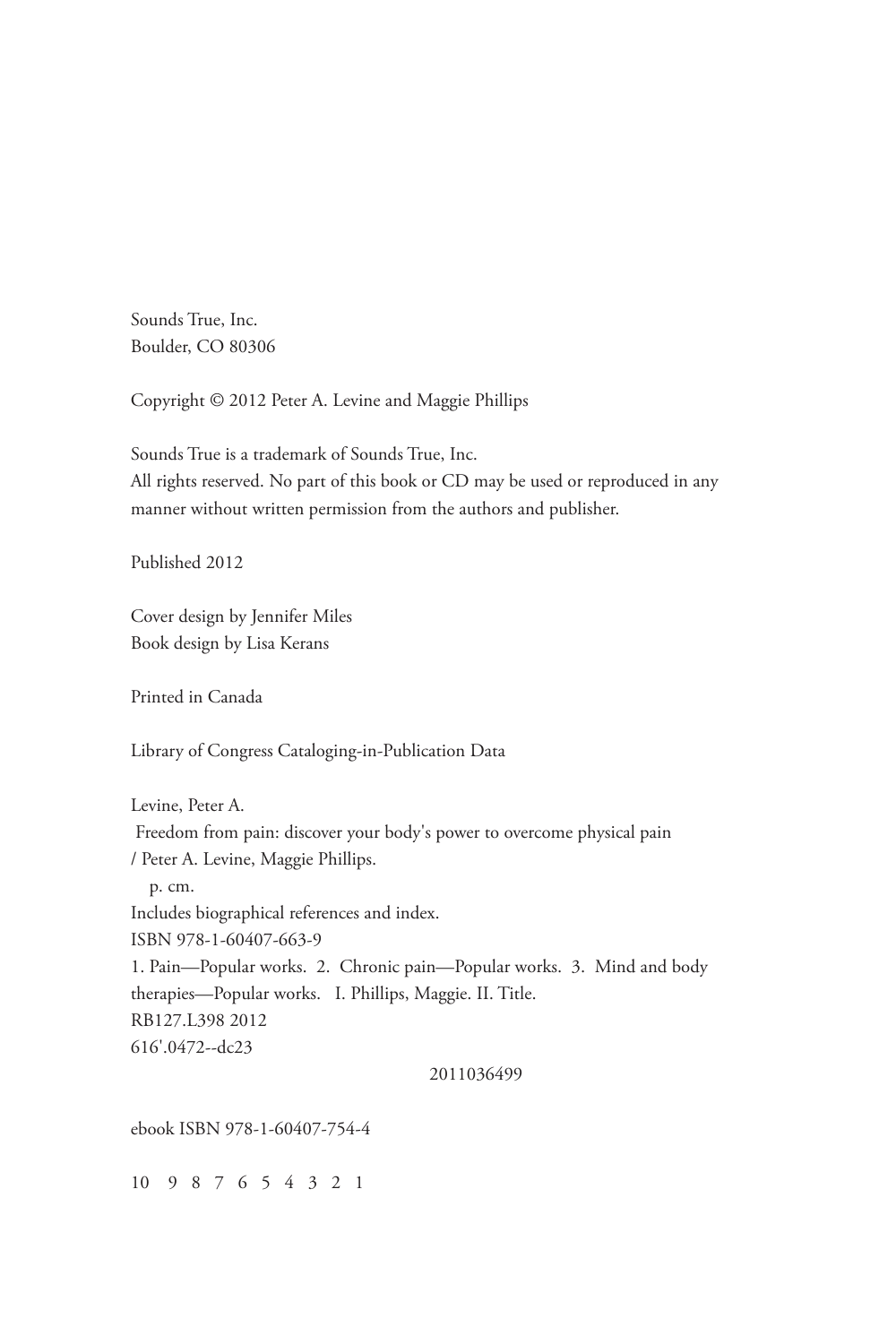Sounds True, Inc.
Boulder, CO 80306

Copyright © 2012 Peter A. Levine and Maggie Phillips

Sounds True is a trademark of Sounds True, Inc.
All rights reserved. No part of this book or CD may be used or reproduced in any manner without written permission from the authors and publisher.

Published 2012

Cover design by Jennifer Miles
Book design by Lisa Kerans

Printed in Canada

Library of Congress Cataloging-in-Publication Data

Levine, Peter A.
Freedom from pain: discover your body's power to overcome physical pain / Peter A. Levine, Maggie Phillips.
p. cm.
Includes biographical references and index.
ISBN 978-1-60407-663-9
1. Pain—Popular works. 2. Chronic pain—Popular works. 3. Mind and body therapies—Popular works. I. Phillips, Maggie. II. Title.
RB127.L398 2012
616'.0472--dc23

2011036499

ebook ISBN 978-1-60407-754-4

10 9 8 7 6 5 4 3 2 1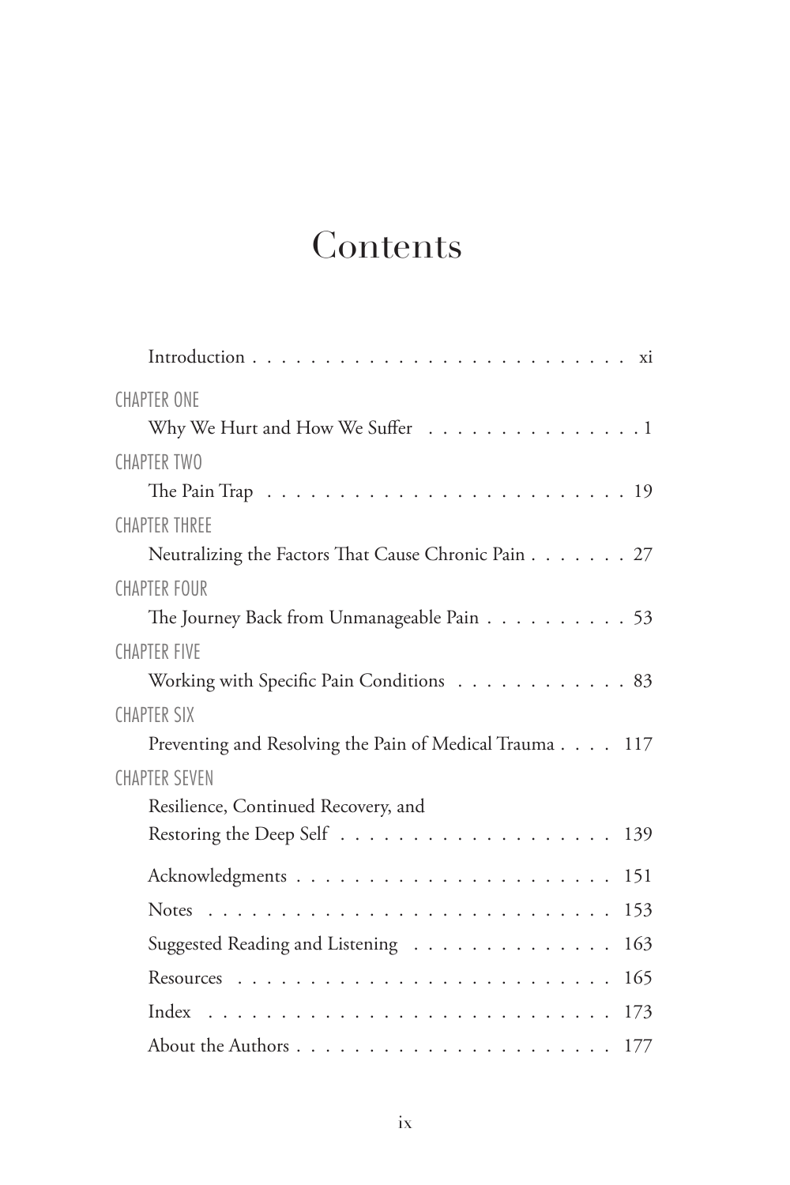# Contents

Introduction . . . . . . . . . . . . . . . . . . . . . . . . . . xi

CHAPTER ONE
Why We Hurt and How We Suffer . . . . . . . . . . . . . . . 1

CHAPTER TWO
The Pain Trap . . . . . . . . . . . . . . . . . . . . . . . . . 19

CHAPTER THREE
Neutralizing the Factors That Cause Chronic Pain . . . . . . . 27

CHAPTER FOUR
The Journey Back from Unmanageable Pain . . . . . . . . . . 53

CHAPTER FIVE
Working with Specific Pain Conditions . . . . . . . . . . . . 83

CHAPTER SIX
Preventing and Resolving the Pain of Medical Trauma . . . . 117

CHAPTER SEVEN
Resilience, Continued Recovery, and
Restoring the Deep Self . . . . . . . . . . . . . . . . . . . 139

Acknowledgments . . . . . . . . . . . . . . . . . . . . . . 151

Notes . . . . . . . . . . . . . . . . . . . . . . . . . . . . 153

Suggested Reading and Listening . . . . . . . . . . . . . . 163

Resources . . . . . . . . . . . . . . . . . . . . . . . . . . 165

Index . . . . . . . . . . . . . . . . . . . . . . . . . . . . 173

About the Authors . . . . . . . . . . . . . . . . . . . . . . 177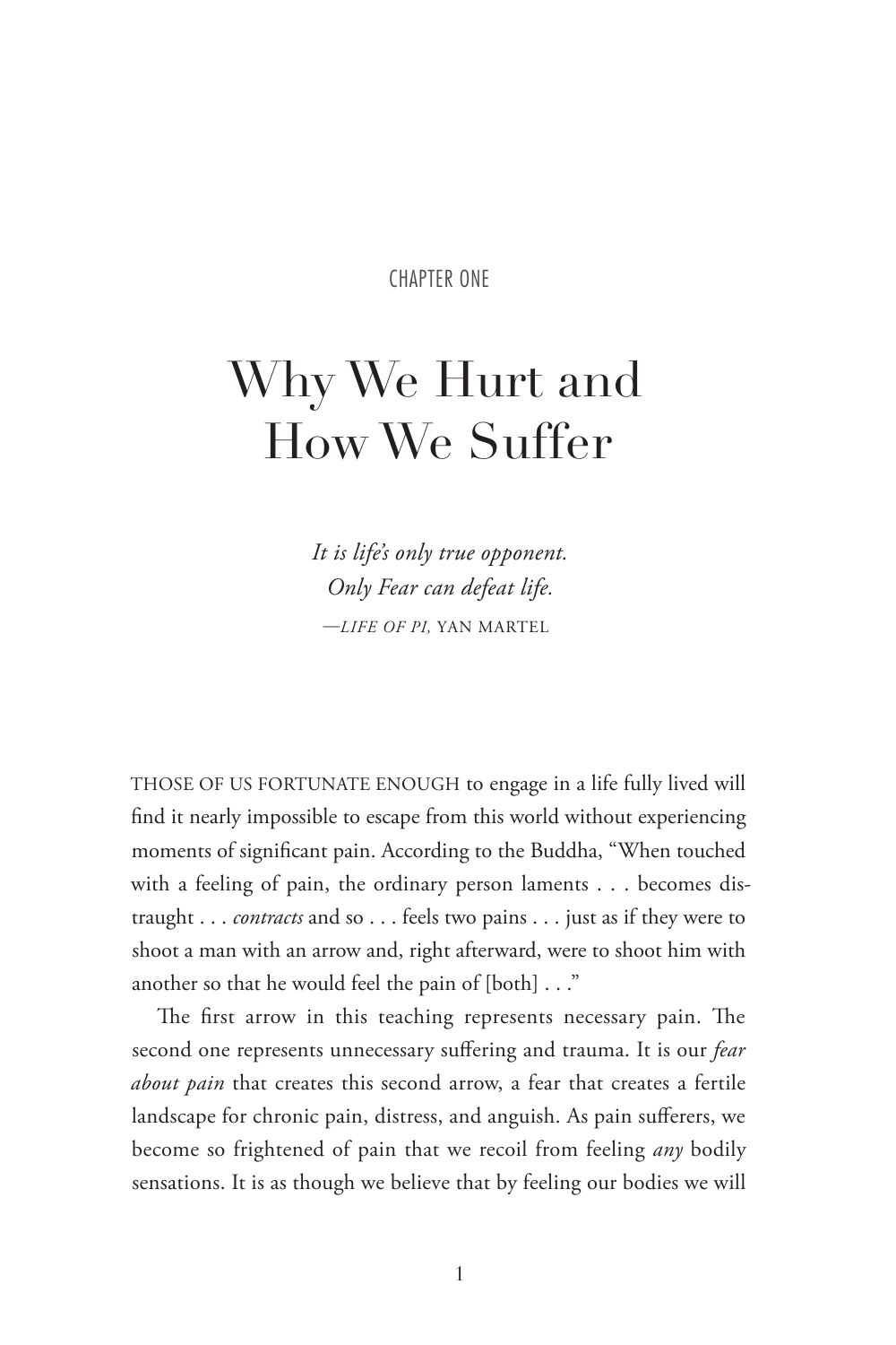CHAPTER ONE

# Why We Hurt and How We Suffer

*It is life's only true opponent.*
*Only Fear can defeat life.*
—*LIFE OF PI,* YAN MARTEL

THOSE OF US FORTUNATE ENOUGH to engage in a life fully lived will find it nearly impossible to escape from this world without experiencing moments of significant pain. According to the Buddha, "When touched with a feeling of pain, the ordinary person laments . . . becomes distraught . . . *contracts* and so . . . feels two pains . . . just as if they were to shoot a man with an arrow and, right afterward, were to shoot him with another so that he would feel the pain of [both] . . ."

The first arrow in this teaching represents necessary pain. The second one represents unnecessary suffering and trauma. It is our *fear about pain* that creates this second arrow, a fear that creates a fertile landscape for chronic pain, distress, and anguish. As pain sufferers, we become so frightened of pain that we recoil from feeling *any* bodily sensations. It is as though we believe that by feeling our bodies we will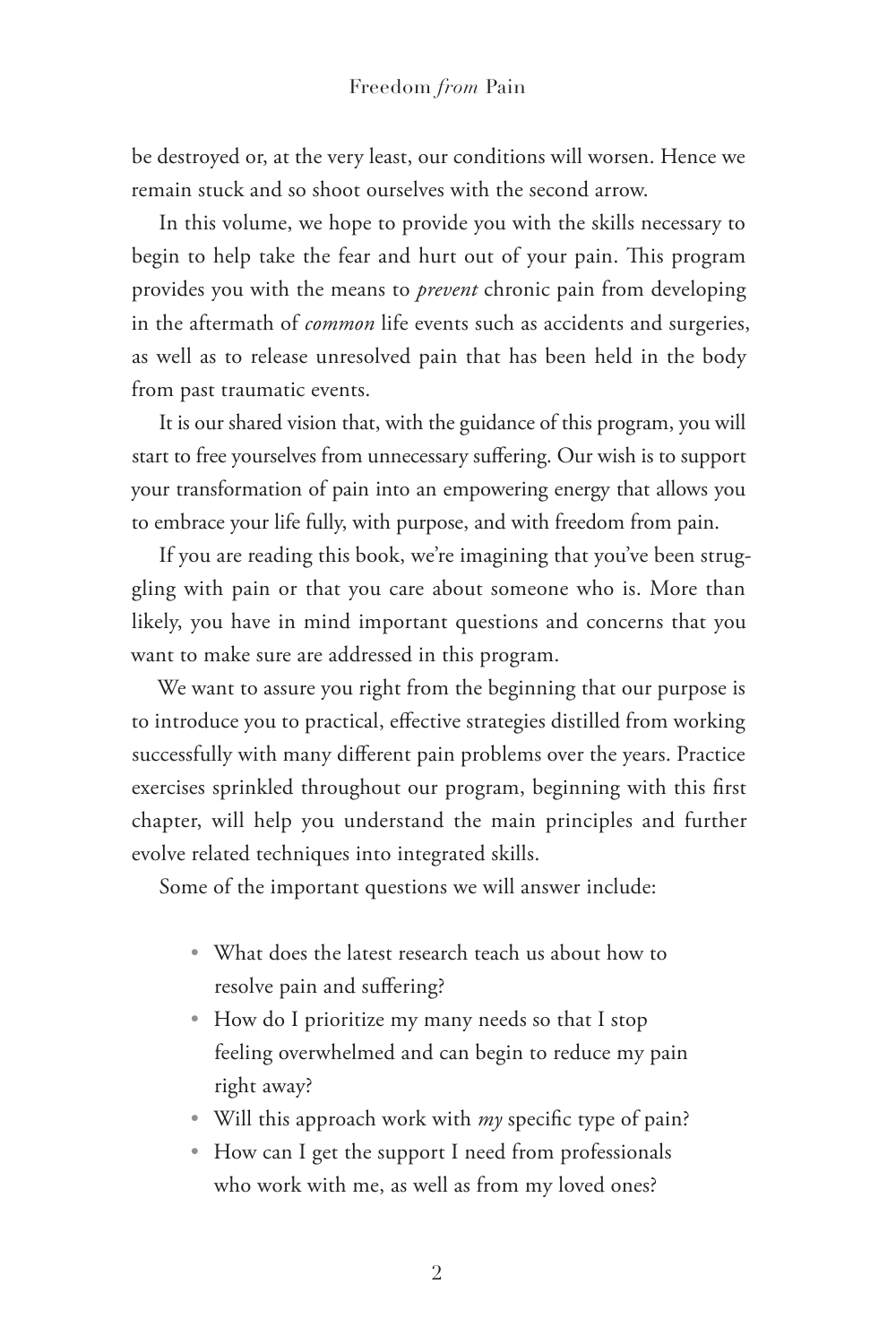be destroyed or, at the very least, our conditions will worsen. Hence we remain stuck and so shoot ourselves with the second arrow.

In this volume, we hope to provide you with the skills necessary to begin to help take the fear and hurt out of your pain. This program provides you with the means to *prevent* chronic pain from developing in the aftermath of *common* life events such as accidents and surgeries, as well as to release unresolved pain that has been held in the body from past traumatic events.

It is our shared vision that, with the guidance of this program, you will start to free yourselves from unnecessary suffering. Our wish is to support your transformation of pain into an empowering energy that allows you to embrace your life fully, with purpose, and with freedom from pain.

If you are reading this book, we're imagining that you've been struggling with pain or that you care about someone who is. More than likely, you have in mind important questions and concerns that you want to make sure are addressed in this program.

We want to assure you right from the beginning that our purpose is to introduce you to practical, effective strategies distilled from working successfully with many different pain problems over the years. Practice exercises sprinkled throughout our program, beginning with this first chapter, will help you understand the main principles and further evolve related techniques into integrated skills.

Some of the important questions we will answer include:

- What does the latest research teach us about how to resolve pain and suffering?
- How do I prioritize my many needs so that I stop feeling overwhelmed and can begin to reduce my pain right away?
- Will this approach work with *my* specific type of pain?
- How can I get the support I need from professionals who work with me, as well as from my loved ones?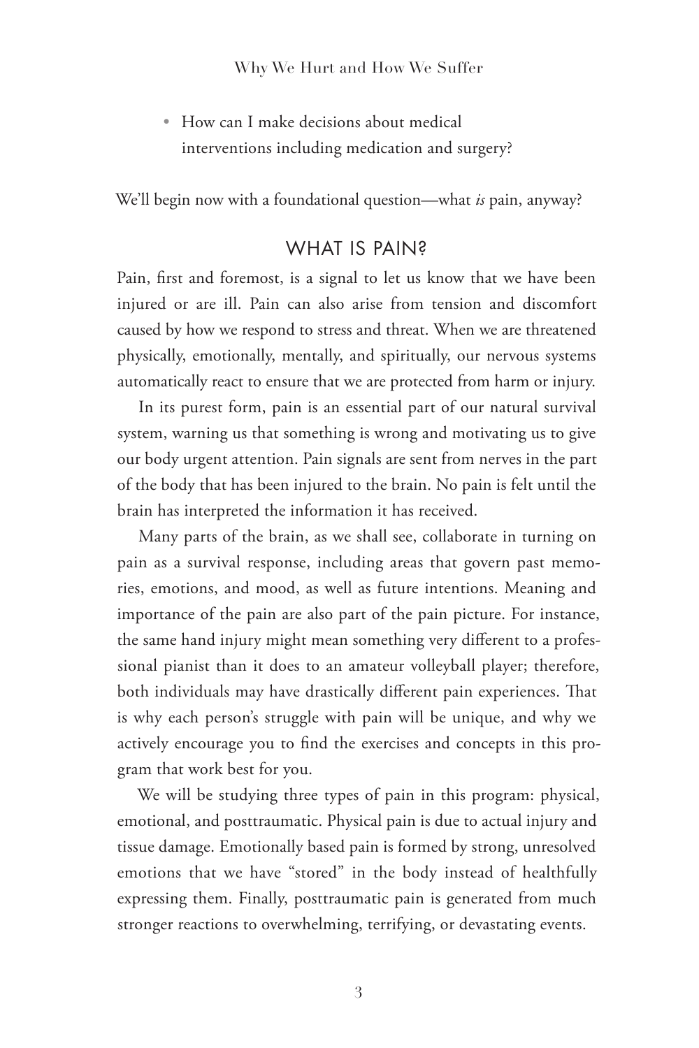- How can I make decisions about medical interventions including medication and surgery?

We'll begin now with a foundational question—what *is* pain, anyway?

## WHAT IS PAIN?

Pain, first and foremost, is a signal to let us know that we have been injured or are ill. Pain can also arise from tension and discomfort caused by how we respond to stress and threat. When we are threatened physically, emotionally, mentally, and spiritually, our nervous systems automatically react to ensure that we are protected from harm or injury.

In its purest form, pain is an essential part of our natural survival system, warning us that something is wrong and motivating us to give our body urgent attention. Pain signals are sent from nerves in the part of the body that has been injured to the brain. No pain is felt until the brain has interpreted the information it has received.

Many parts of the brain, as we shall see, collaborate in turning on pain as a survival response, including areas that govern past memories, emotions, and mood, as well as future intentions. Meaning and importance of the pain are also part of the pain picture. For instance, the same hand injury might mean something very different to a professional pianist than it does to an amateur volleyball player; therefore, both individuals may have drastically different pain experiences. That is why each person's struggle with pain will be unique, and why we actively encourage you to find the exercises and concepts in this program that work best for you.

We will be studying three types of pain in this program: physical, emotional, and posttraumatic. Physical pain is due to actual injury and tissue damage. Emotionally based pain is formed by strong, unresolved emotions that we have "stored" in the body instead of healthfully expressing them. Finally, posttraumatic pain is generated from much stronger reactions to overwhelming, terrifying, or devastating events.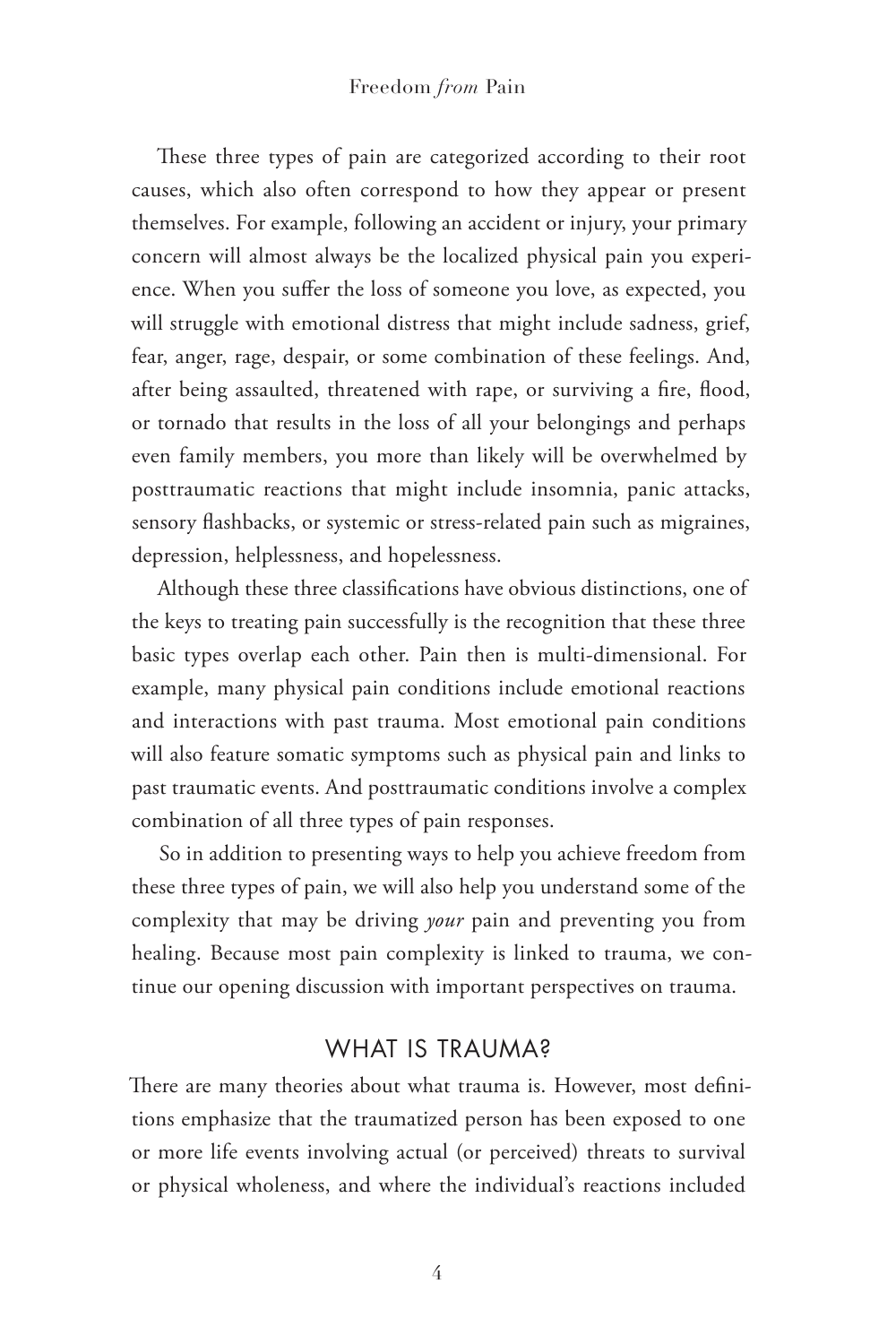These three types of pain are categorized according to their root causes, which also often correspond to how they appear or present themselves. For example, following an accident or injury, your primary concern will almost always be the localized physical pain you experience. When you suffer the loss of someone you love, as expected, you will struggle with emotional distress that might include sadness, grief, fear, anger, rage, despair, or some combination of these feelings. And, after being assaulted, threatened with rape, or surviving a fire, flood, or tornado that results in the loss of all your belongings and perhaps even family members, you more than likely will be overwhelmed by posttraumatic reactions that might include insomnia, panic attacks, sensory flashbacks, or systemic or stress-related pain such as migraines, depression, helplessness, and hopelessness.

Although these three classifications have obvious distinctions, one of the keys to treating pain successfully is the recognition that these three basic types overlap each other. Pain then is multi-dimensional. For example, many physical pain conditions include emotional reactions and interactions with past trauma. Most emotional pain conditions will also feature somatic symptoms such as physical pain and links to past traumatic events. And posttraumatic conditions involve a complex combination of all three types of pain responses.

So in addition to presenting ways to help you achieve freedom from these three types of pain, we will also help you understand some of the complexity that may be driving *your* pain and preventing you from healing. Because most pain complexity is linked to trauma, we continue our opening discussion with important perspectives on trauma.

## WHAT IS TRAUMA?

There are many theories about what trauma is. However, most definitions emphasize that the traumatized person has been exposed to one or more life events involving actual (or perceived) threats to survival or physical wholeness, and where the individual's reactions included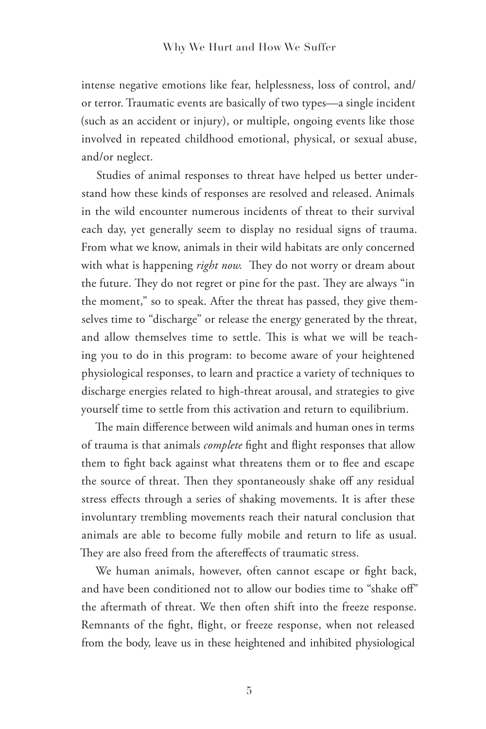intense negative emotions like fear, helplessness, loss of control, and/or terror. Traumatic events are basically of two types—a single incident (such as an accident or injury), or multiple, ongoing events like those involved in repeated childhood emotional, physical, or sexual abuse, and/or neglect.

Studies of animal responses to threat have helped us better understand how these kinds of responses are resolved and released. Animals in the wild encounter numerous incidents of threat to their survival each day, yet generally seem to display no residual signs of trauma. From what we know, animals in their wild habitats are only concerned with what is happening *right now.* They do not worry or dream about the future. They do not regret or pine for the past. They are always "in the moment," so to speak. After the threat has passed, they give themselves time to "discharge" or release the energy generated by the threat, and allow themselves time to settle. This is what we will be teaching you to do in this program: to become aware of your heightened physiological responses, to learn and practice a variety of techniques to discharge energies related to high-threat arousal, and strategies to give yourself time to settle from this activation and return to equilibrium.

The main difference between wild animals and human ones in terms of trauma is that animals *complete* fight and flight responses that allow them to fight back against what threatens them or to flee and escape the source of threat. Then they spontaneously shake off any residual stress effects through a series of shaking movements. It is after these involuntary trembling movements reach their natural conclusion that animals are able to become fully mobile and return to life as usual. They are also freed from the aftereffects of traumatic stress.

We human animals, however, often cannot escape or fight back, and have been conditioned not to allow our bodies time to "shake off" the aftermath of threat. We then often shift into the freeze response. Remnants of the fight, flight, or freeze response, when not released from the body, leave us in these heightened and inhibited physiological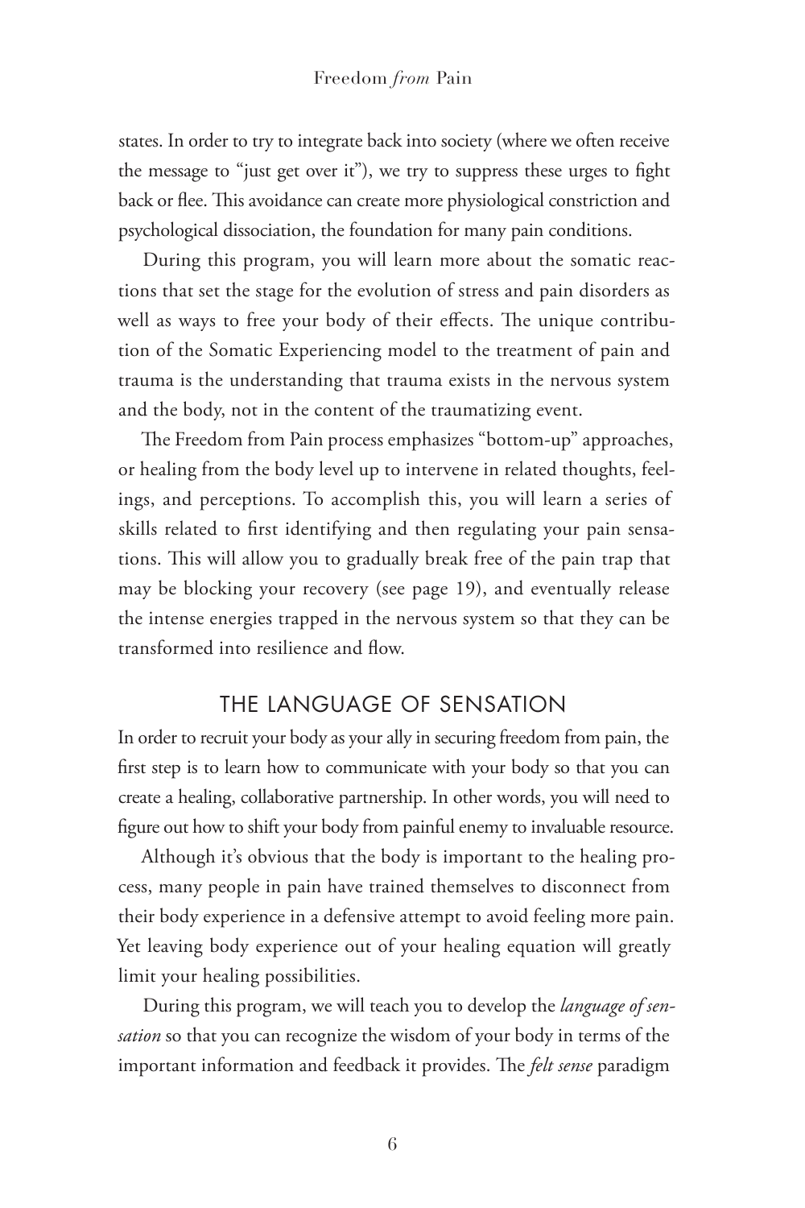states. In order to try to integrate back into society (where we often receive the message to "just get over it"), we try to suppress these urges to fight back or flee. This avoidance can create more physiological constriction and psychological dissociation, the foundation for many pain conditions.

During this program, you will learn more about the somatic reactions that set the stage for the evolution of stress and pain disorders as well as ways to free your body of their effects. The unique contribution of the Somatic Experiencing model to the treatment of pain and trauma is the understanding that trauma exists in the nervous system and the body, not in the content of the traumatizing event.

The Freedom from Pain process emphasizes "bottom-up" approaches, or healing from the body level up to intervene in related thoughts, feelings, and perceptions. To accomplish this, you will learn a series of skills related to first identifying and then regulating your pain sensations. This will allow you to gradually break free of the pain trap that may be blocking your recovery (see page 19), and eventually release the intense energies trapped in the nervous system so that they can be transformed into resilience and flow.

## THE LANGUAGE OF SENSATION

In order to recruit your body as your ally in securing freedom from pain, the first step is to learn how to communicate with your body so that you can create a healing, collaborative partnership. In other words, you will need to figure out how to shift your body from painful enemy to invaluable resource.

Although it's obvious that the body is important to the healing process, many people in pain have trained themselves to disconnect from their body experience in a defensive attempt to avoid feeling more pain. Yet leaving body experience out of your healing equation will greatly limit your healing possibilities.

During this program, we will teach you to develop the *language of sensation* so that you can recognize the wisdom of your body in terms of the important information and feedback it provides. The *felt sense* paradigm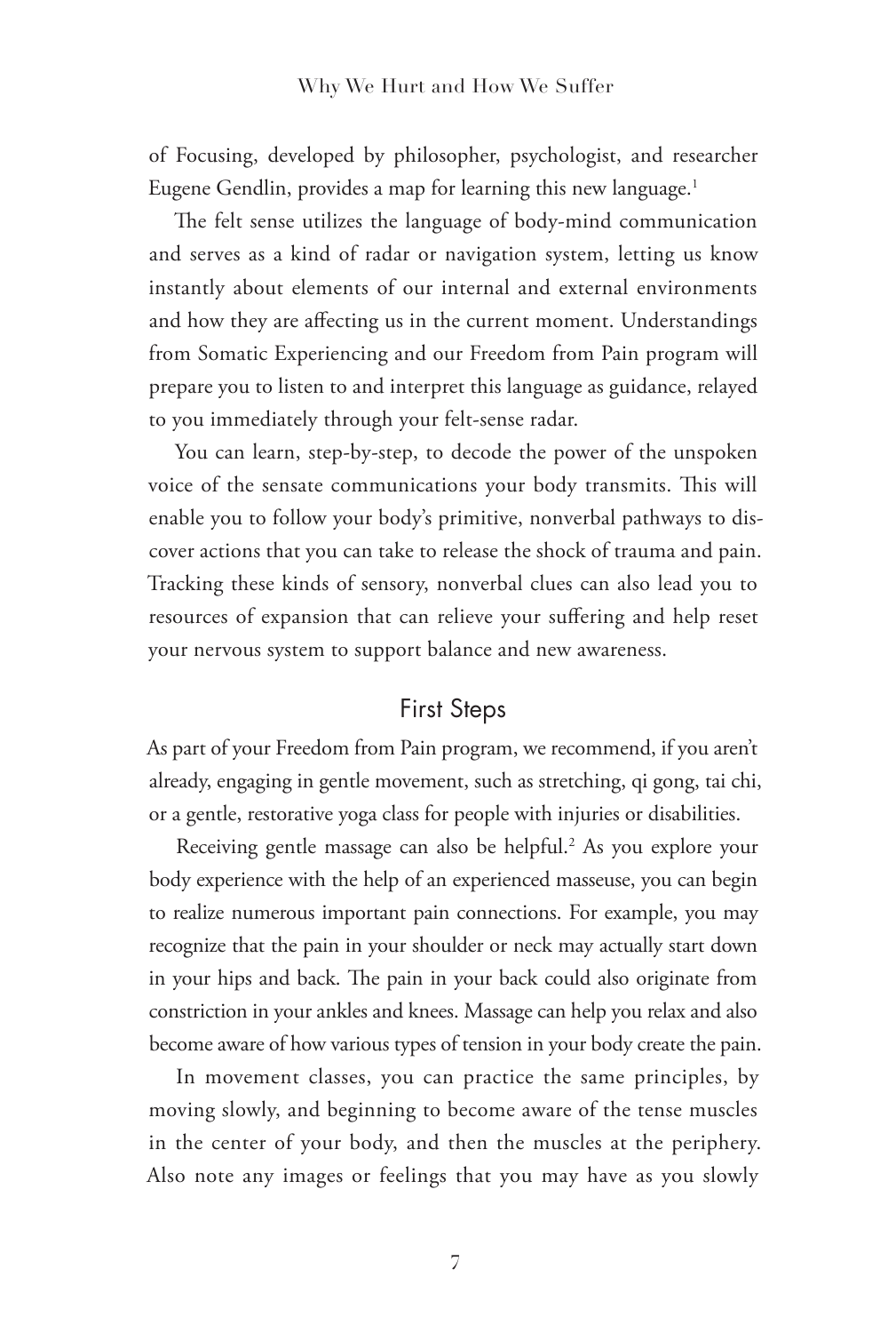of Focusing, developed by philosopher, psychologist, and researcher Eugene Gendlin, provides a map for learning this new language.[1]

The felt sense utilizes the language of body-mind communication and serves as a kind of radar or navigation system, letting us know instantly about elements of our internal and external environments and how they are affecting us in the current moment. Understandings from Somatic Experiencing and our Freedom from Pain program will prepare you to listen to and interpret this language as guidance, relayed to you immediately through your felt-sense radar.

You can learn, step-by-step, to decode the power of the unspoken voice of the sensate communications your body transmits. This will enable you to follow your body's primitive, nonverbal pathways to discover actions that you can take to release the shock of trauma and pain. Tracking these kinds of sensory, nonverbal clues can also lead you to resources of expansion that can relieve your suffering and help reset your nervous system to support balance and new awareness.

## First Steps

As part of your Freedom from Pain program, we recommend, if you aren't already, engaging in gentle movement, such as stretching, qi gong, tai chi, or a gentle, restorative yoga class for people with injuries or disabilities.

Receiving gentle massage can also be helpful.[2] As you explore your body experience with the help of an experienced masseuse, you can begin to realize numerous important pain connections. For example, you may recognize that the pain in your shoulder or neck may actually start down in your hips and back. The pain in your back could also originate from constriction in your ankles and knees. Massage can help you relax and also become aware of how various types of tension in your body create the pain.

In movement classes, you can practice the same principles, by moving slowly, and beginning to become aware of the tense muscles in the center of your body, and then the muscles at the periphery. Also note any images or feelings that you may have as you slowly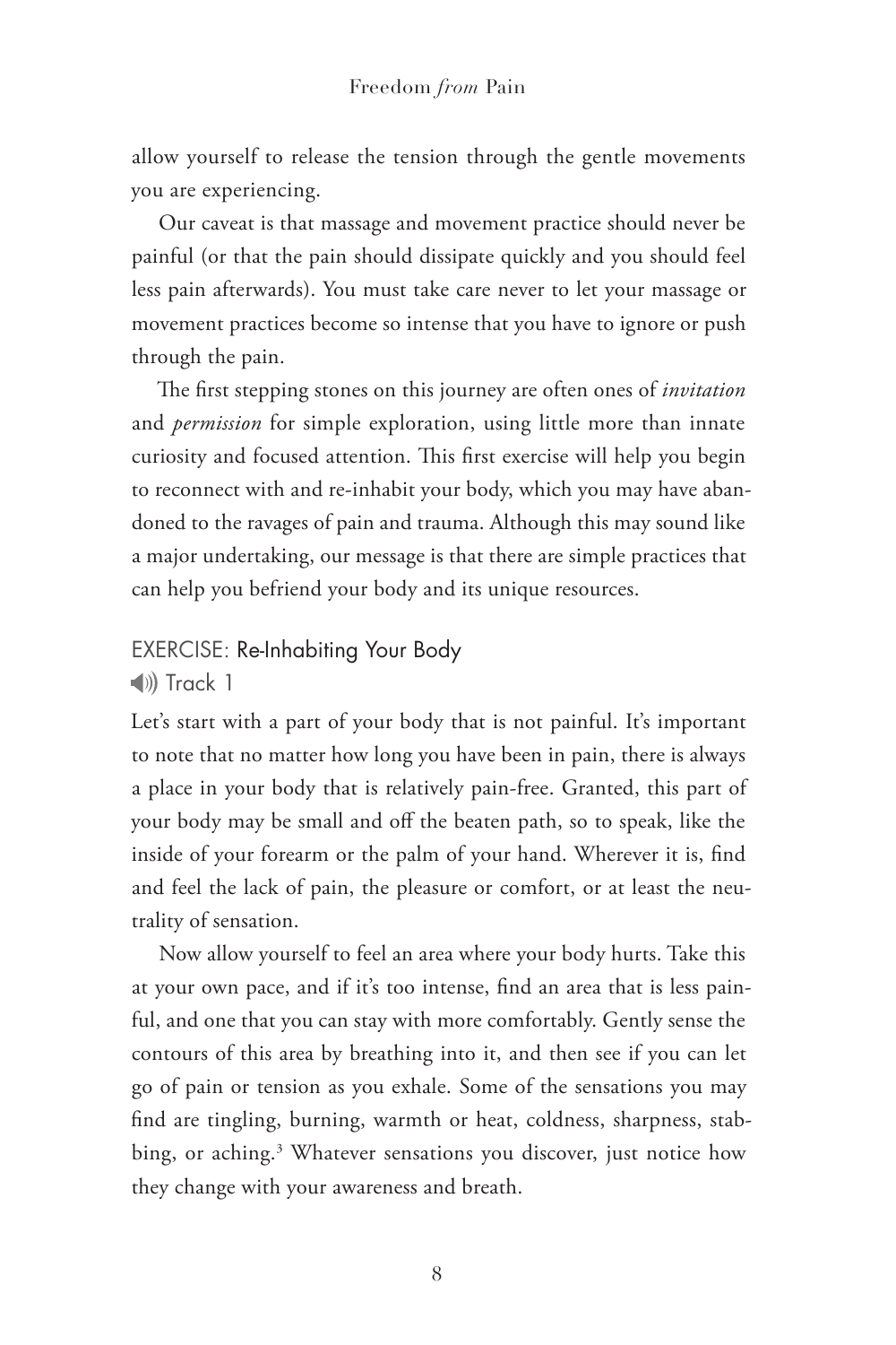allow yourself to release the tension through the gentle movements you are experiencing.

Our caveat is that massage and movement practice should never be painful (or that the pain should dissipate quickly and you should feel less pain afterwards). You must take care never to let your massage or movement practices become so intense that you have to ignore or push through the pain.

The first stepping stones on this journey are often ones of *invitation* and *permission* for simple exploration, using little more than innate curiosity and focused attention. This first exercise will help you begin to reconnect with and re-inhabit your body, which you may have abandoned to the ravages of pain and trauma. Although this may sound like a major undertaking, our message is that there are simple practices that can help you befriend your body and its unique resources.

### EXERCISE: Re-Inhabiting Your Body

🔊 Track 1

Let's start with a part of your body that is not painful. It's important to note that no matter how long you have been in pain, there is always a place in your body that is relatively pain-free. Granted, this part of your body may be small and off the beaten path, so to speak, like the inside of your forearm or the palm of your hand. Wherever it is, find and feel the lack of pain, the pleasure or comfort, or at least the neutrality of sensation.

Now allow yourself to feel an area where your body hurts. Take this at your own pace, and if it's too intense, find an area that is less painful, and one that you can stay with more comfortably. Gently sense the contours of this area by breathing into it, and then see if you can let go of pain or tension as you exhale. Some of the sensations you may find are tingling, burning, warmth or heat, coldness, sharpness, stabbing, or aching.[3] Whatever sensations you discover, just notice how they change with your awareness and breath.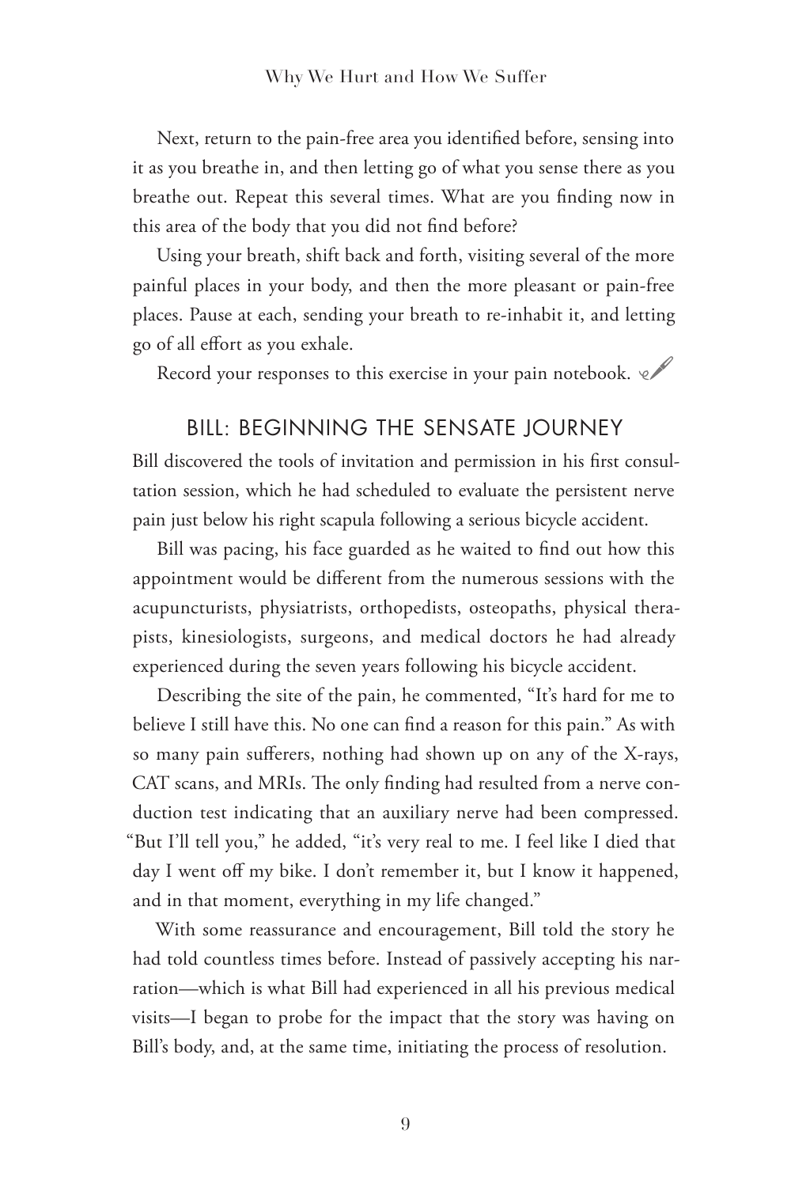Next, return to the pain-free area you identified before, sensing into it as you breathe in, and then letting go of what you sense there as you breathe out. Repeat this several times. What are you finding now in this area of the body that you did not find before?

Using your breath, shift back and forth, visiting several of the more painful places in your body, and then the more pleasant or pain-free places. Pause at each, sending your breath to re-inhabit it, and letting go of all effort as you exhale.

Record your responses to this exercise in your pain notebook.

## BILL: BEGINNING THE SENSATE JOURNEY

Bill discovered the tools of invitation and permission in his first consultation session, which he had scheduled to evaluate the persistent nerve pain just below his right scapula following a serious bicycle accident.

Bill was pacing, his face guarded as he waited to find out how this appointment would be different from the numerous sessions with the acupuncturists, physiatrists, orthopedists, osteopaths, physical therapists, kinesiologists, surgeons, and medical doctors he had already experienced during the seven years following his bicycle accident.

Describing the site of the pain, he commented, "It's hard for me to believe I still have this. No one can find a reason for this pain." As with so many pain sufferers, nothing had shown up on any of the X-rays, CAT scans, and MRIs. The only finding had resulted from a nerve conduction test indicating that an auxiliary nerve had been compressed. "But I'll tell you," he added, "it's very real to me. I feel like I died that day I went off my bike. I don't remember it, but I know it happened, and in that moment, everything in my life changed."

With some reassurance and encouragement, Bill told the story he had told countless times before. Instead of passively accepting his narration—which is what Bill had experienced in all his previous medical visits—I began to probe for the impact that the story was having on Bill's body, and, at the same time, initiating the process of resolution.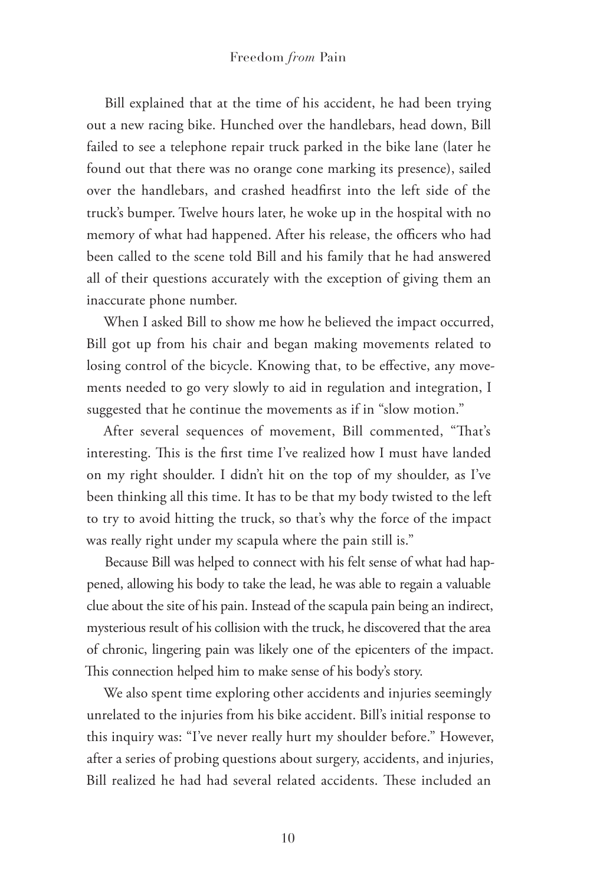Bill explained that at the time of his accident, he had been trying out a new racing bike. Hunched over the handlebars, head down, Bill failed to see a telephone repair truck parked in the bike lane (later he found out that there was no orange cone marking its presence), sailed over the handlebars, and crashed headfirst into the left side of the truck's bumper. Twelve hours later, he woke up in the hospital with no memory of what had happened. After his release, the officers who had been called to the scene told Bill and his family that he had answered all of their questions accurately with the exception of giving them an inaccurate phone number.

When I asked Bill to show me how he believed the impact occurred, Bill got up from his chair and began making movements related to losing control of the bicycle. Knowing that, to be effective, any movements needed to go very slowly to aid in regulation and integration, I suggested that he continue the movements as if in "slow motion."

After several sequences of movement, Bill commented, "That's interesting. This is the first time I've realized how I must have landed on my right shoulder. I didn't hit on the top of my shoulder, as I've been thinking all this time. It has to be that my body twisted to the left to try to avoid hitting the truck, so that's why the force of the impact was really right under my scapula where the pain still is."

Because Bill was helped to connect with his felt sense of what had happened, allowing his body to take the lead, he was able to regain a valuable clue about the site of his pain. Instead of the scapula pain being an indirect, mysterious result of his collision with the truck, he discovered that the area of chronic, lingering pain was likely one of the epicenters of the impact. This connection helped him to make sense of his body's story.

We also spent time exploring other accidents and injuries seemingly unrelated to the injuries from his bike accident. Bill's initial response to this inquiry was: "I've never really hurt my shoulder before." However, after a series of probing questions about surgery, accidents, and injuries, Bill realized he had had several related accidents. These included an